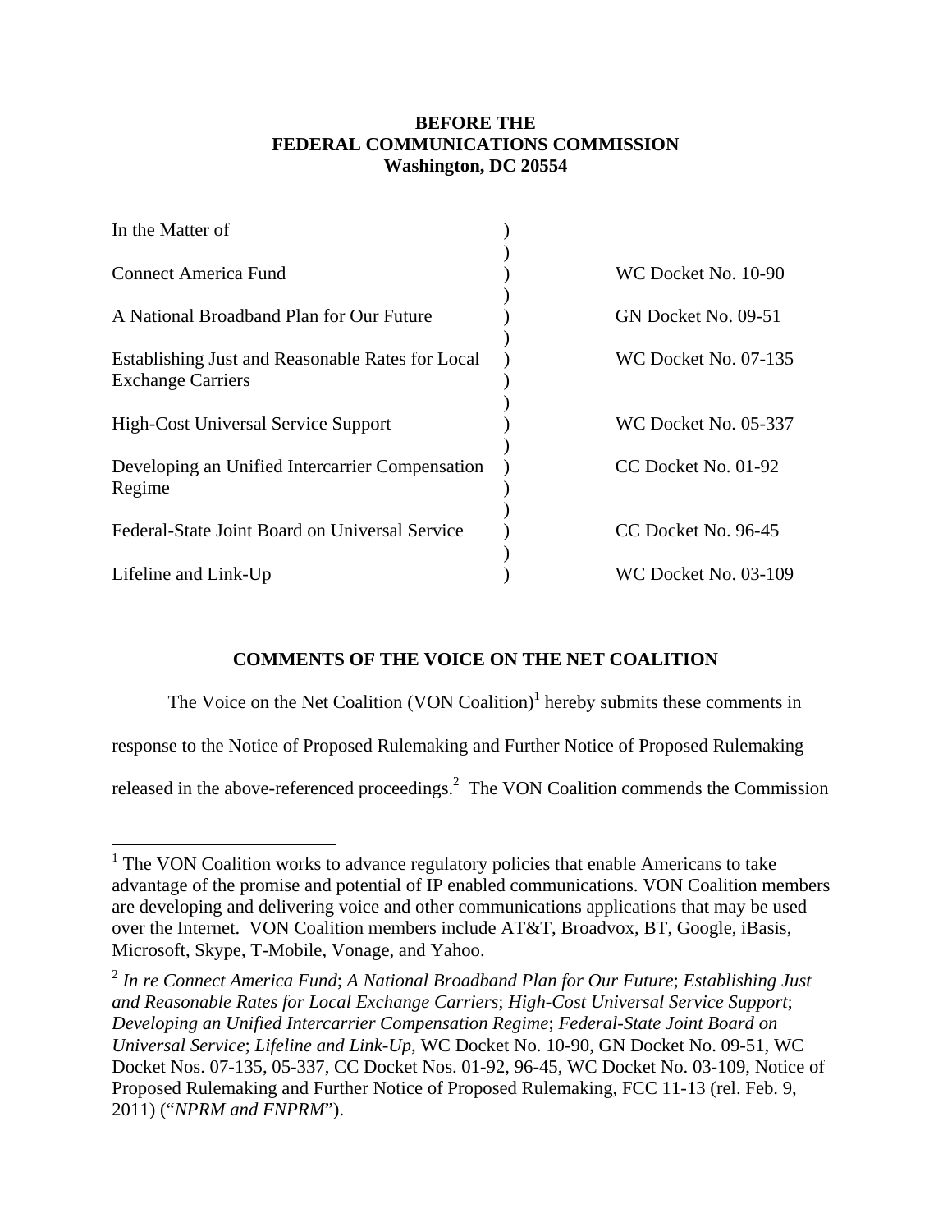**BEFORE THE**
**FEDERAL COMMUNICATIONS COMMISSION**
**Washington, DC 20554**

| In the Matter of | ) | |
|---|---|---|
| Connect America Fund | ) | WC Docket No. 10-90 |
| A National Broadband Plan for Our Future | ) | GN Docket No. 09-51 |
| Establishing Just and Reasonable Rates for Local Exchange Carriers | ) | WC Docket No. 07-135 |
| High-Cost Universal Service Support | ) | WC Docket No. 05-337 |
| Developing an Unified Intercarrier Compensation Regime | ) | CC Docket No. 01-92 |
| Federal-State Joint Board on Universal Service | ) | CC Docket No. 96-45 |
| Lifeline and Link-Up | ) | WC Docket No. 03-109 |

## COMMENTS OF THE VOICE ON THE NET COALITION

The Voice on the Net Coalition (VON Coalition)[1] hereby submits these comments in response to the Notice of Proposed Rulemaking and Further Notice of Proposed Rulemaking released in the above-referenced proceedings.[2] The VON Coalition commends the Commission

---

[1] The VON Coalition works to advance regulatory policies that enable Americans to take advantage of the promise and potential of IP enabled communications. VON Coalition members are developing and delivering voice and other communications applications that may be used over the Internet. VON Coalition members include AT&T, Broadvox, BT, Google, iBasis, Microsoft, Skype, T-Mobile, Vonage, and Yahoo.

[2] *In re Connect America Fund*; *A National Broadband Plan for Our Future*; *Establishing Just and Reasonable Rates for Local Exchange Carriers*; *High-Cost Universal Service Support*; *Developing an Unified Intercarrier Compensation Regime*; *Federal-State Joint Board on Universal Service*; *Lifeline and Link-Up*, WC Docket No. 10-90, GN Docket No. 09-51, WC Docket Nos. 07-135, 05-337, CC Docket Nos. 01-92, 96-45, WC Docket No. 03-109, Notice of Proposed Rulemaking and Further Notice of Proposed Rulemaking, FCC 11-13 (rel. Feb. 9, 2011) ("*NPRM and FNPRM*").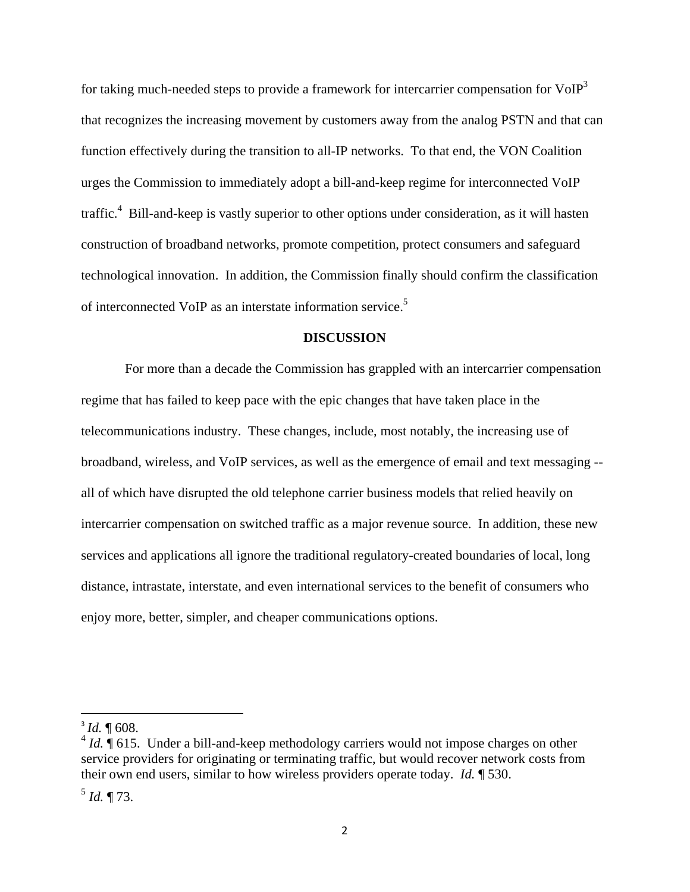for taking much-needed steps to provide a framework for intercarrier compensation for VoIP[3] that recognizes the increasing movement by customers away from the analog PSTN and that can function effectively during the transition to all-IP networks. To that end, the VON Coalition urges the Commission to immediately adopt a bill-and-keep regime for interconnected VoIP traffic.[4] Bill-and-keep is vastly superior to other options under consideration, as it will hasten construction of broadband networks, promote competition, protect consumers and safeguard technological innovation. In addition, the Commission finally should confirm the classification of interconnected VoIP as an interstate information service.[5]

## DISCUSSION

For more than a decade the Commission has grappled with an intercarrier compensation regime that has failed to keep pace with the epic changes that have taken place in the telecommunications industry. These changes, include, most notably, the increasing use of broadband, wireless, and VoIP services, as well as the emergence of email and text messaging -- all of which have disrupted the old telephone carrier business models that relied heavily on intercarrier compensation on switched traffic as a major revenue source. In addition, these new services and applications all ignore the traditional regulatory-created boundaries of local, long distance, intrastate, interstate, and even international services to the benefit of consumers who enjoy more, better, simpler, and cheaper communications options.

---

[3] *Id.* ¶ 608.

[4] *Id.* ¶ 615. Under a bill-and-keep methodology carriers would not impose charges on other service providers for originating or terminating traffic, but would recover network costs from their own end users, similar to how wireless providers operate today. *Id.* ¶ 530.

[5] *Id.* ¶ 73.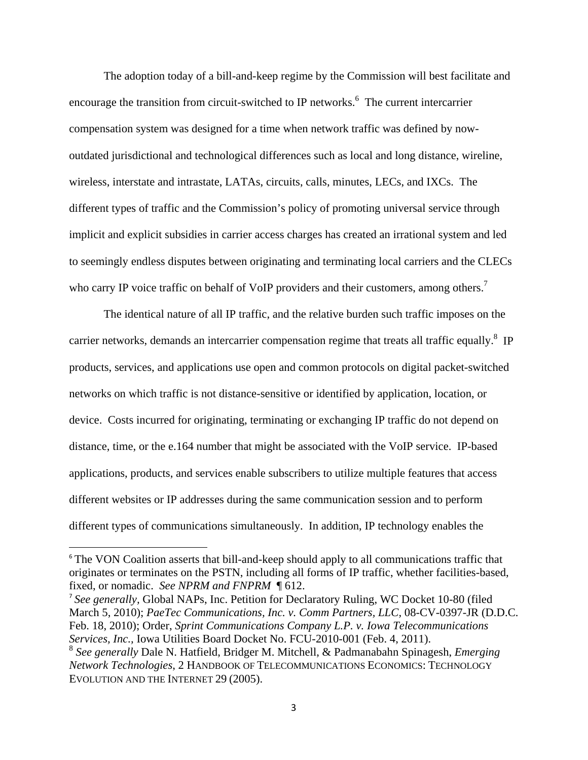The adoption today of a bill-and-keep regime by the Commission will best facilitate and encourage the transition from circuit-switched to IP networks.[6] The current intercarrier compensation system was designed for a time when network traffic was defined by now-outdated jurisdictional and technological differences such as local and long distance, wireline, wireless, interstate and intrastate, LATAs, circuits, calls, minutes, LECs, and IXCs. The different types of traffic and the Commission's policy of promoting universal service through implicit and explicit subsidies in carrier access charges has created an irrational system and led to seemingly endless disputes between originating and terminating local carriers and the CLECs who carry IP voice traffic on behalf of VoIP providers and their customers, among others.[7]

The identical nature of all IP traffic, and the relative burden such traffic imposes on the carrier networks, demands an intercarrier compensation regime that treats all traffic equally.[8] IP products, services, and applications use open and common protocols on digital packet-switched networks on which traffic is not distance-sensitive or identified by application, location, or device. Costs incurred for originating, terminating or exchanging IP traffic do not depend on distance, time, or the e.164 number that might be associated with the VoIP service. IP-based applications, products, and services enable subscribers to utilize multiple features that access different websites or IP addresses during the same communication session and to perform different types of communications simultaneously. In addition, IP technology enables the

---

[6] The VON Coalition asserts that bill-and-keep should apply to all communications traffic that originates or terminates on the PSTN, including all forms of IP traffic, whether facilities-based, fixed, or nomadic. *See NPRM and FNPRM* ¶ 612.

[7] *See generally*, Global NAPs, Inc. Petition for Declaratory Ruling, WC Docket 10-80 (filed March 5, 2010); *PaeTec Communications, Inc. v. Comm Partners, LLC*, 08-CV-0397-JR (D.D.C. Feb. 18, 2010); Order, *Sprint Communications Company L.P. v. Iowa Telecommunications Services, Inc.*, Iowa Utilities Board Docket No. FCU-2010-001 (Feb. 4, 2011).

[8] *See generally* Dale N. Hatfield, Bridger M. Mitchell, & Padmanabahn Spinagesh, *Emerging Network Technologies*, 2 HANDBOOK OF TELECOMMUNICATIONS ECONOMICS: TECHNOLOGY EVOLUTION AND THE INTERNET 29 (2005).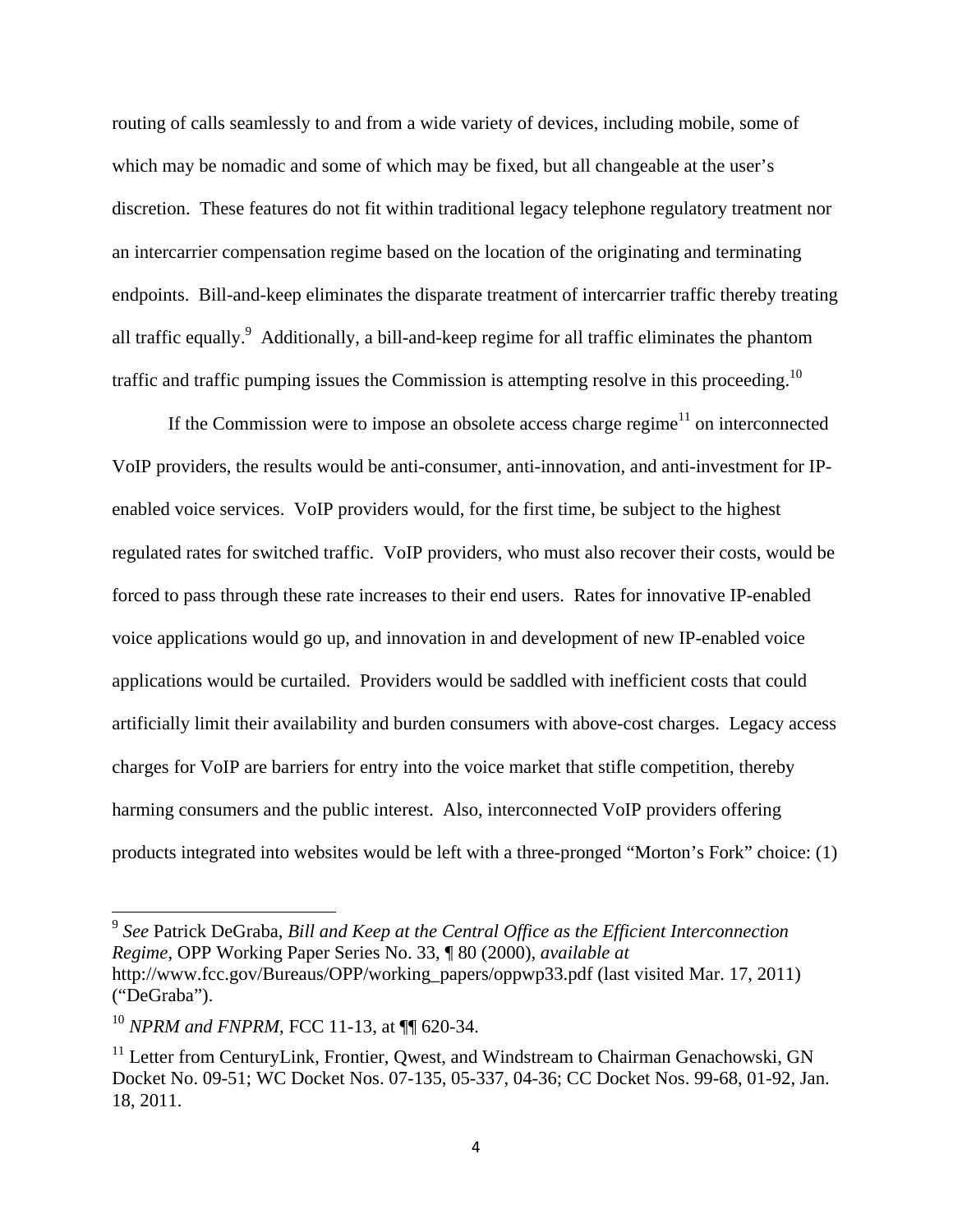routing of calls seamlessly to and from a wide variety of devices, including mobile, some of which may be nomadic and some of which may be fixed, but all changeable at the user's discretion. These features do not fit within traditional legacy telephone regulatory treatment nor an intercarrier compensation regime based on the location of the originating and terminating endpoints. Bill-and-keep eliminates the disparate treatment of intercarrier traffic thereby treating all traffic equally.[9] Additionally, a bill-and-keep regime for all traffic eliminates the phantom traffic and traffic pumping issues the Commission is attempting resolve in this proceeding.[10]

If the Commission were to impose an obsolete access charge regime[11] on interconnected VoIP providers, the results would be anti-consumer, anti-innovation, and anti-investment for IP-enabled voice services. VoIP providers would, for the first time, be subject to the highest regulated rates for switched traffic. VoIP providers, who must also recover their costs, would be forced to pass through these rate increases to their end users. Rates for innovative IP-enabled voice applications would go up, and innovation in and development of new IP-enabled voice applications would be curtailed. Providers would be saddled with inefficient costs that could artificially limit their availability and burden consumers with above-cost charges. Legacy access charges for VoIP are barriers for entry into the voice market that stifle competition, thereby harming consumers and the public interest. Also, interconnected VoIP providers offering products integrated into websites would be left with a three-pronged "Morton's Fork" choice: (1)

---

[9] *See* Patrick DeGraba, *Bill and Keep at the Central Office as the Efficient Interconnection Regime*, OPP Working Paper Series No. 33, ¶ 80 (2000), *available at* http://www.fcc.gov/Bureaus/OPP/working_papers/oppwp33.pdf (last visited Mar. 17, 2011) ("DeGraba").

[10] *NPRM and FNPRM*, FCC 11-13, at ¶¶ 620-34.

[11] Letter from CenturyLink, Frontier, Qwest, and Windstream to Chairman Genachowski, GN Docket No. 09-51; WC Docket Nos. 07-135, 05-337, 04-36; CC Docket Nos. 99-68, 01-92, Jan. 18, 2011.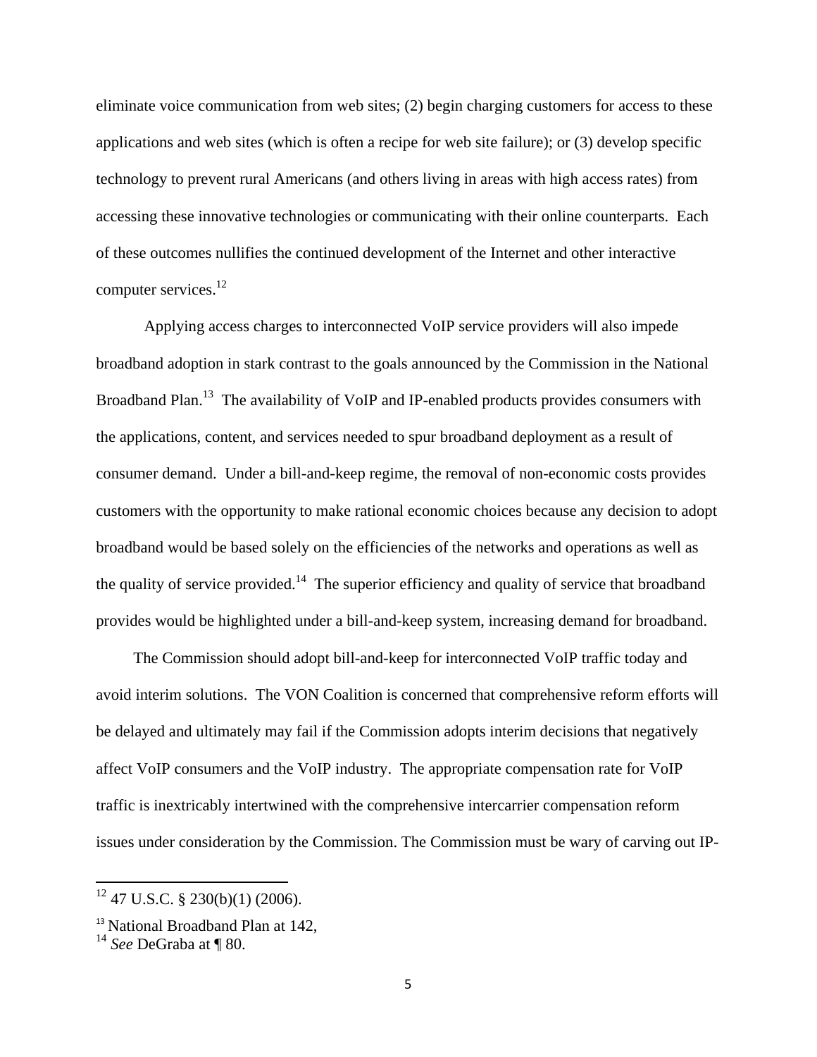eliminate voice communication from web sites; (2) begin charging customers for access to these applications and web sites (which is often a recipe for web site failure); or (3) develop specific technology to prevent rural Americans (and others living in areas with high access rates) from accessing these innovative technologies or communicating with their online counterparts. Each of these outcomes nullifies the continued development of the Internet and other interactive computer services.[12]

Applying access charges to interconnected VoIP service providers will also impede broadband adoption in stark contrast to the goals announced by the Commission in the National Broadband Plan.[13] The availability of VoIP and IP-enabled products provides consumers with the applications, content, and services needed to spur broadband deployment as a result of consumer demand. Under a bill-and-keep regime, the removal of non-economic costs provides customers with the opportunity to make rational economic choices because any decision to adopt broadband would be based solely on the efficiencies of the networks and operations as well as the quality of service provided.[14] The superior efficiency and quality of service that broadband provides would be highlighted under a bill-and-keep system, increasing demand for broadband.

The Commission should adopt bill-and-keep for interconnected VoIP traffic today and avoid interim solutions. The VON Coalition is concerned that comprehensive reform efforts will be delayed and ultimately may fail if the Commission adopts interim decisions that negatively affect VoIP consumers and the VoIP industry. The appropriate compensation rate for VoIP traffic is inextricably intertwined with the comprehensive intercarrier compensation reform issues under consideration by the Commission. The Commission must be wary of carving out IP-

---

[12] 47 U.S.C. § 230(b)(1) (2006).

[13] National Broadband Plan at 142,

[14] *See* DeGraba at ¶ 80.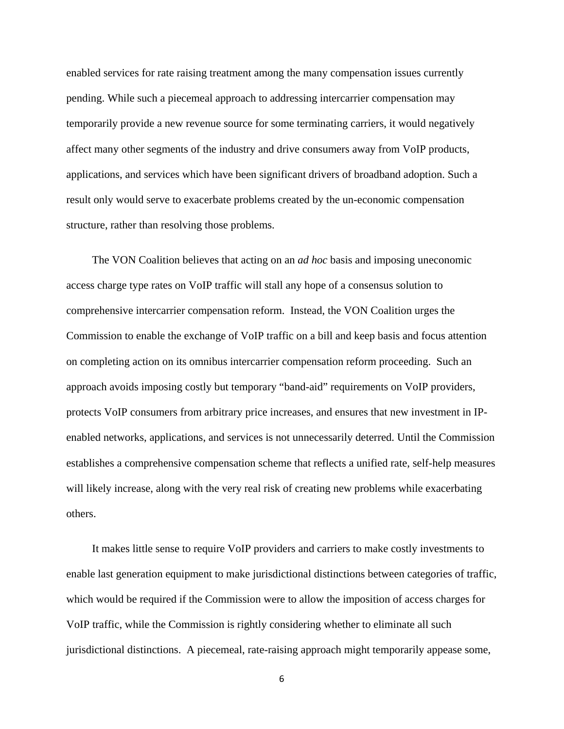enabled services for rate raising treatment among the many compensation issues currently pending. While such a piecemeal approach to addressing intercarrier compensation may temporarily provide a new revenue source for some terminating carriers, it would negatively affect many other segments of the industry and drive consumers away from VoIP products, applications, and services which have been significant drivers of broadband adoption. Such a result only would serve to exacerbate problems created by the un-economic compensation structure, rather than resolving those problems.

The VON Coalition believes that acting on an *ad hoc* basis and imposing uneconomic access charge type rates on VoIP traffic will stall any hope of a consensus solution to comprehensive intercarrier compensation reform. Instead, the VON Coalition urges the Commission to enable the exchange of VoIP traffic on a bill and keep basis and focus attention on completing action on its omnibus intercarrier compensation reform proceeding. Such an approach avoids imposing costly but temporary "band-aid" requirements on VoIP providers, protects VoIP consumers from arbitrary price increases, and ensures that new investment in IP-enabled networks, applications, and services is not unnecessarily deterred. Until the Commission establishes a comprehensive compensation scheme that reflects a unified rate, self-help measures will likely increase, along with the very real risk of creating new problems while exacerbating others.

It makes little sense to require VoIP providers and carriers to make costly investments to enable last generation equipment to make jurisdictional distinctions between categories of traffic, which would be required if the Commission were to allow the imposition of access charges for VoIP traffic, while the Commission is rightly considering whether to eliminate all such jurisdictional distinctions. A piecemeal, rate-raising approach might temporarily appease some,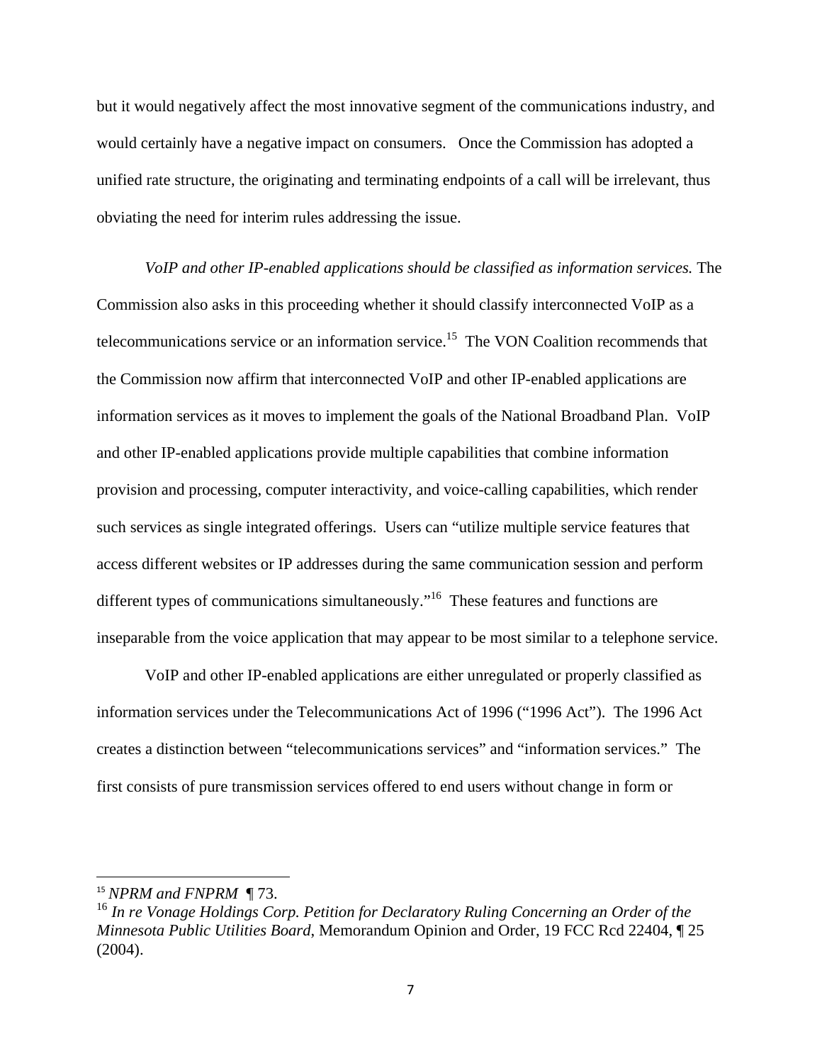but it would negatively affect the most innovative segment of the communications industry, and would certainly have a negative impact on consumers. Once the Commission has adopted a unified rate structure, the originating and terminating endpoints of a call will be irrelevant, thus obviating the need for interim rules addressing the issue.

*VoIP and other IP-enabled applications should be classified as information services.* The Commission also asks in this proceeding whether it should classify interconnected VoIP as a telecommunications service or an information service.[15] The VON Coalition recommends that the Commission now affirm that interconnected VoIP and other IP-enabled applications are information services as it moves to implement the goals of the National Broadband Plan. VoIP and other IP-enabled applications provide multiple capabilities that combine information provision and processing, computer interactivity, and voice-calling capabilities, which render such services as single integrated offerings. Users can "utilize multiple service features that access different websites or IP addresses during the same communication session and perform different types of communications simultaneously."[16] These features and functions are inseparable from the voice application that may appear to be most similar to a telephone service.

VoIP and other IP-enabled applications are either unregulated or properly classified as information services under the Telecommunications Act of 1996 ("1996 Act"). The 1996 Act creates a distinction between "telecommunications services" and "information services." The first consists of pure transmission services offered to end users without change in form or

---

[15] *NPRM and FNPRM* ¶ 73.

[16] *In re Vonage Holdings Corp. Petition for Declaratory Ruling Concerning an Order of the Minnesota Public Utilities Board*, Memorandum Opinion and Order, 19 FCC Rcd 22404, ¶ 25 (2004).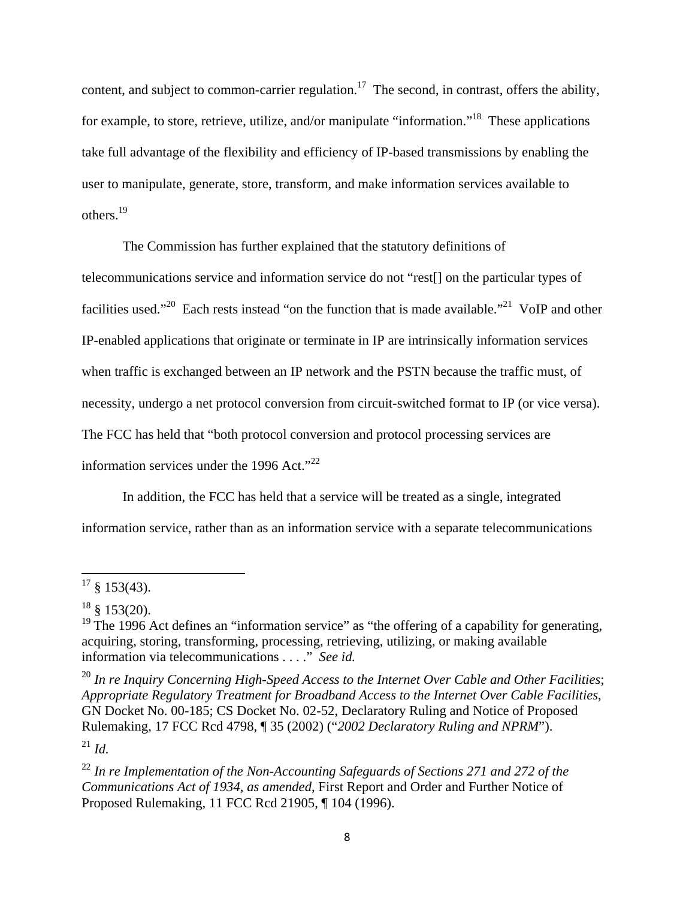content, and subject to common-carrier regulation.[17] The second, in contrast, offers the ability, for example, to store, retrieve, utilize, and/or manipulate "information."[18] These applications take full advantage of the flexibility and efficiency of IP-based transmissions by enabling the user to manipulate, generate, store, transform, and make information services available to others.[19]

The Commission has further explained that the statutory definitions of telecommunications service and information service do not "rest[] on the particular types of facilities used."[20] Each rests instead "on the function that is made available."[21] VoIP and other IP-enabled applications that originate or terminate in IP are intrinsically information services when traffic is exchanged between an IP network and the PSTN because the traffic must, of necessity, undergo a net protocol conversion from circuit-switched format to IP (or vice versa). The FCC has held that "both protocol conversion and protocol processing services are information services under the 1996 Act."[22]

In addition, the FCC has held that a service will be treated as a single, integrated information service, rather than as an information service with a separate telecommunications

---

[17] § 153(43).

[18] § 153(20).

[19] The 1996 Act defines an "information service" as "the offering of a capability for generating, acquiring, storing, transforming, processing, retrieving, utilizing, or making available information via telecommunications . . . ." *See id.*

[20] *In re Inquiry Concerning High-Speed Access to the Internet Over Cable and Other Facilities*; *Appropriate Regulatory Treatment for Broadband Access to the Internet Over Cable Facilities*, GN Docket No. 00-185; CS Docket No. 02-52, Declaratory Ruling and Notice of Proposed Rulemaking, 17 FCC Rcd 4798, ¶ 35 (2002) ("*2002 Declaratory Ruling and NPRM*").

[21] *Id.*

[22] *In re Implementation of the Non-Accounting Safeguards of Sections 271 and 272 of the Communications Act of 1934, as amended*, First Report and Order and Further Notice of Proposed Rulemaking, 11 FCC Rcd 21905, ¶ 104 (1996).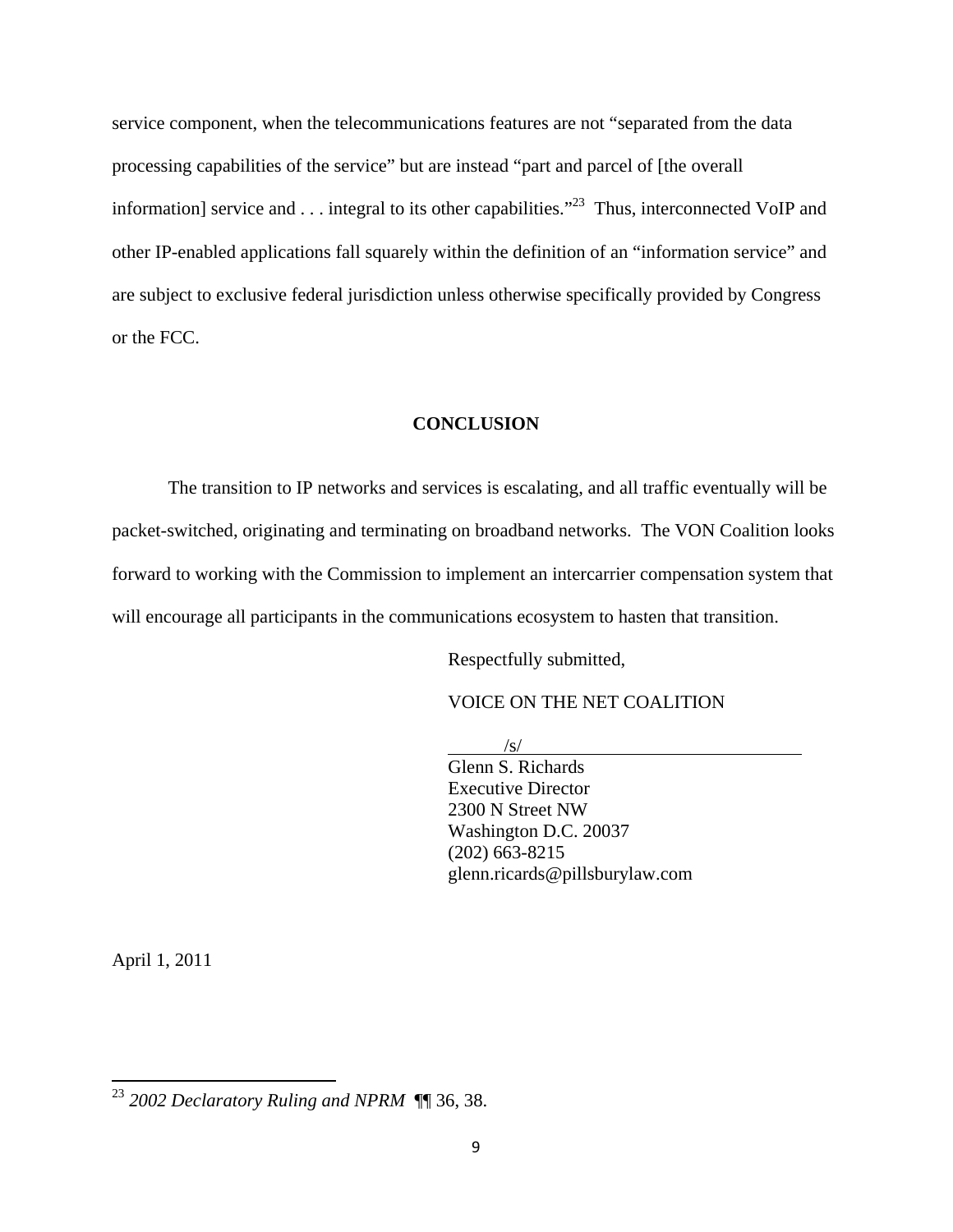service component, when the telecommunications features are not "separated from the data processing capabilities of the service" but are instead "part and parcel of [the overall information] service and . . . integral to its other capabilities."[23] Thus, interconnected VoIP and other IP-enabled applications fall squarely within the definition of an "information service" and are subject to exclusive federal jurisdiction unless otherwise specifically provided by Congress or the FCC.

## CONCLUSION

The transition to IP networks and services is escalating, and all traffic eventually will be packet-switched, originating and terminating on broadband networks. The VON Coalition looks forward to working with the Commission to implement an intercarrier compensation system that will encourage all participants in the communications ecosystem to hasten that transition.

Respectfully submitted,

VOICE ON THE NET COALITION

/s/

Glenn S. Richards
Executive Director
2300 N Street NW
Washington D.C. 20037
(202) 663-8215
glenn.ricards@pillsburylaw.com

April 1, 2011

---

[23] *2002 Declaratory Ruling and NPRM* ¶¶ 36, 38.